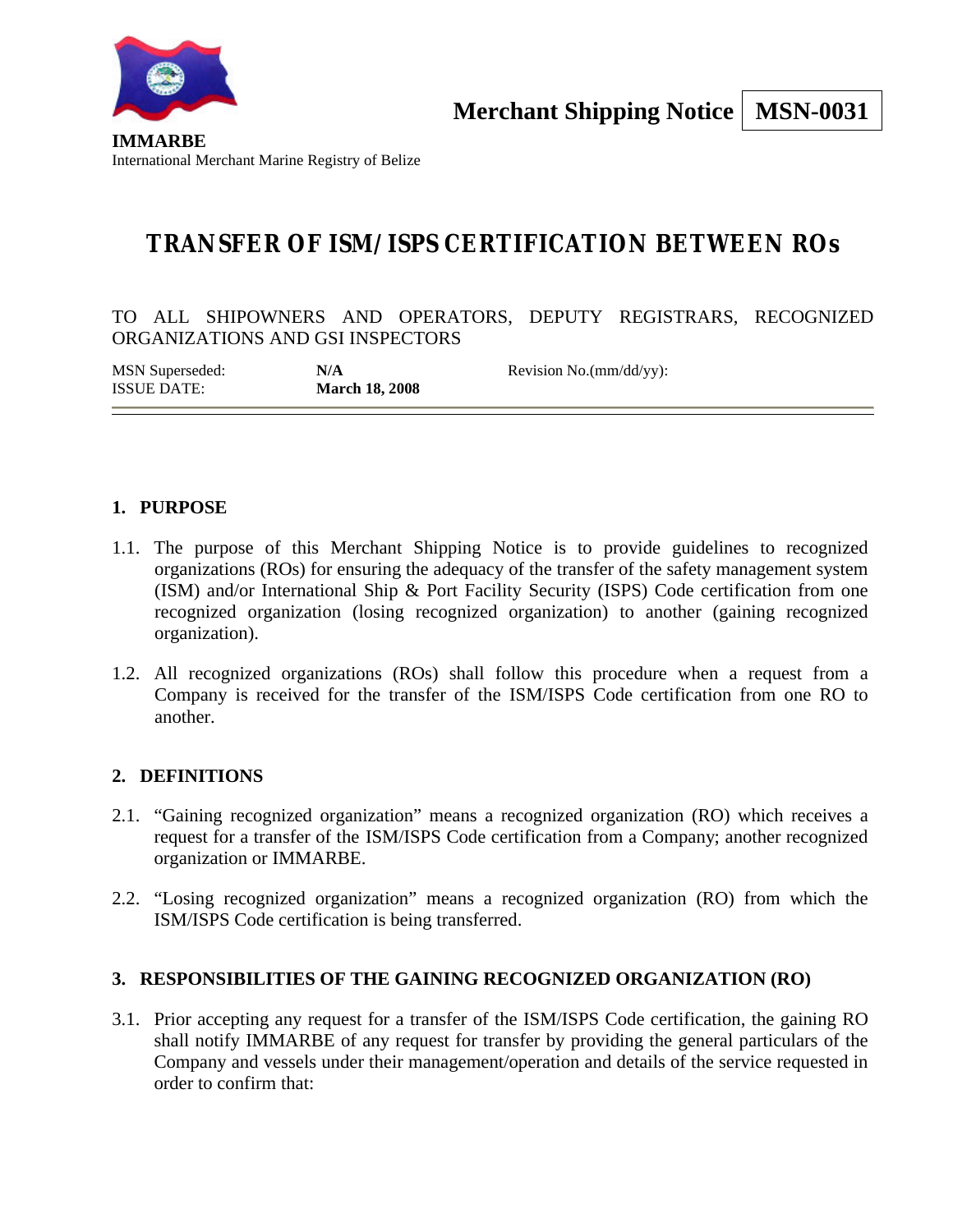**IMMARBE**
International Merchant Marine Registry of Belize

**Merchant Shipping Notice** | **MSN-0031**

# TRANSFER OF ISM/ISPS CERTIFICATION BETWEEN ROs

TO ALL SHIPOWNERS AND OPERATORS, DEPUTY REGISTRARS, RECOGNIZED ORGANIZATIONS AND GSI INSPECTORS

| MSN Superseded: | **N/A** | Revision No.(mm/dd/yy): |
|---|---|---|
| ISSUE DATE: | **March 18, 2008** | |

## 1. PURPOSE

1.1. The purpose of this Merchant Shipping Notice is to provide guidelines to recognized organizations (ROs) for ensuring the adequacy of the transfer of the safety management system (ISM) and/or International Ship & Port Facility Security (ISPS) Code certification from one recognized organization (losing recognized organization) to another (gaining recognized organization).

1.2. All recognized organizations (ROs) shall follow this procedure when a request from a Company is received for the transfer of the ISM/ISPS Code certification from one RO to another.

## 2. DEFINITIONS

2.1. "Gaining recognized organization" means a recognized organization (RO) which receives a request for a transfer of the ISM/ISPS Code certification from a Company; another recognized organization or IMMARBE.

2.2. "Losing recognized organization" means a recognized organization (RO) from which the ISM/ISPS Code certification is being transferred.

## 3. RESPONSIBILITIES OF THE GAINING RECOGNIZED ORGANIZATION (RO)

3.1. Prior accepting any request for a transfer of the ISM/ISPS Code certification, the gaining RO shall notify IMMARBE of any request for transfer by providing the general particulars of the Company and vessels under their management/operation and details of the service requested in order to confirm that: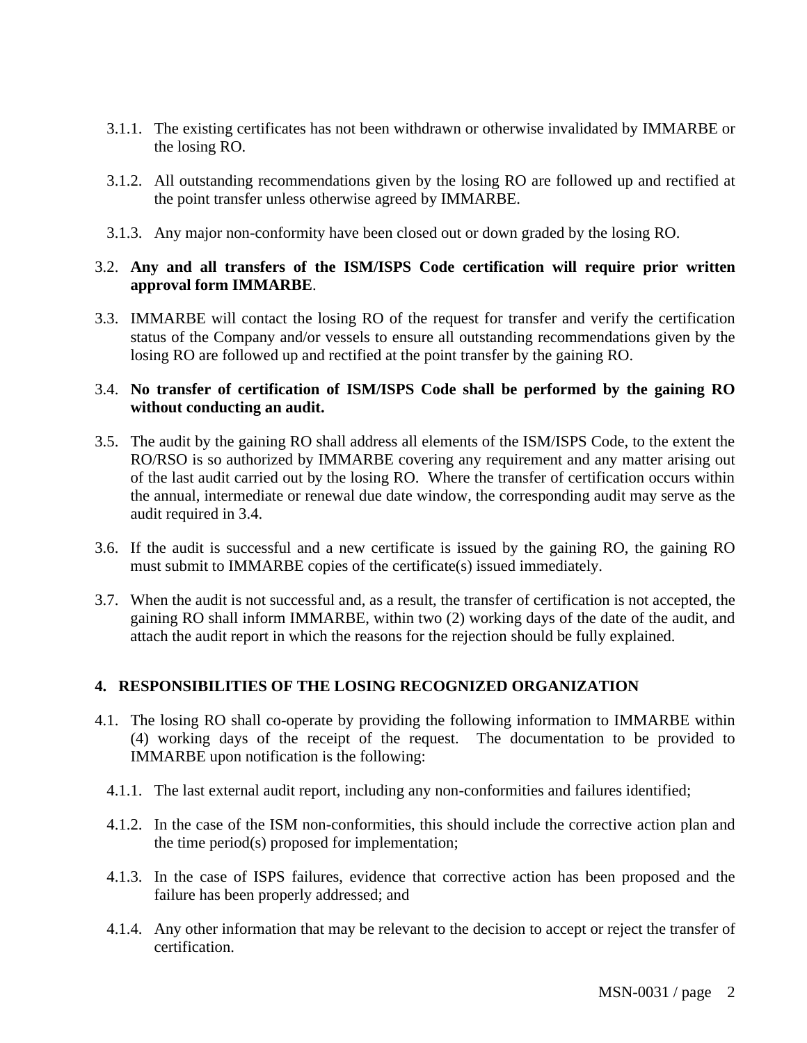3.1.1. The existing certificates has not been withdrawn or otherwise invalidated by IMMARBE or the losing RO.

3.1.2. All outstanding recommendations given by the losing RO are followed up and rectified at the point transfer unless otherwise agreed by IMMARBE.

3.1.3. Any major non-conformity have been closed out or down graded by the losing RO.

3.2. **Any and all transfers of the ISM/ISPS Code certification will require prior written approval form IMMARBE**.

3.3. IMMARBE will contact the losing RO of the request for transfer and verify the certification status of the Company and/or vessels to ensure all outstanding recommendations given by the losing RO are followed up and rectified at the point transfer by the gaining RO.

3.4. **No transfer of certification of ISM/ISPS Code shall be performed by the gaining RO without conducting an audit.**

3.5. The audit by the gaining RO shall address all elements of the ISM/ISPS Code, to the extent the RO/RSO is so authorized by IMMARBE covering any requirement and any matter arising out of the last audit carried out by the losing RO. Where the transfer of certification occurs within the annual, intermediate or renewal due date window, the corresponding audit may serve as the audit required in 3.4.

3.6. If the audit is successful and a new certificate is issued by the gaining RO, the gaining RO must submit to IMMARBE copies of the certificate(s) issued immediately.

3.7. When the audit is not successful and, as a result, the transfer of certification is not accepted, the gaining RO shall inform IMMARBE, within two (2) working days of the date of the audit, and attach the audit report in which the reasons for the rejection should be fully explained.

## 4. RESPONSIBILITIES OF THE LOSING RECOGNIZED ORGANIZATION

4.1. The losing RO shall co-operate by providing the following information to IMMARBE within (4) working days of the receipt of the request. The documentation to be provided to IMMARBE upon notification is the following:

4.1.1. The last external audit report, including any non-conformities and failures identified;

4.1.2. In the case of the ISM non-conformities, this should include the corrective action plan and the time period(s) proposed for implementation;

4.1.3. In the case of ISPS failures, evidence that corrective action has been proposed and the failure has been properly addressed; and

4.1.4. Any other information that may be relevant to the decision to accept or reject the transfer of certification.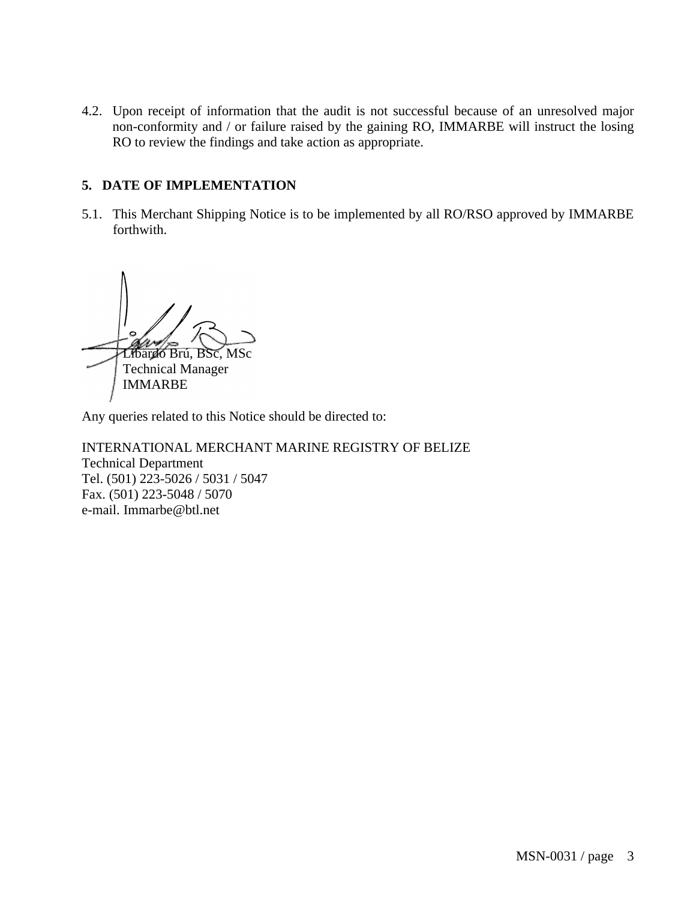4.2. Upon receipt of information that the audit is not successful because of an unresolved major non-conformity and / or failure raised by the gaining RO, IMMARBE will instruct the losing RO to review the findings and take action as appropriate.

## 5. DATE OF IMPLEMENTATION

5.1. This Merchant Shipping Notice is to be implemented by all RO/RSO approved by IMMARBE forthwith.

Libardo Brú, BSc, MSc
Technical Manager
IMMARBE

Any queries related to this Notice should be directed to:

INTERNATIONAL MERCHANT MARINE REGISTRY OF BELIZE
Technical Department
Tel. (501) 223-5026 / 5031 / 5047
Fax. (501) 223-5048 / 5070
e-mail. Immarbe@btl.net